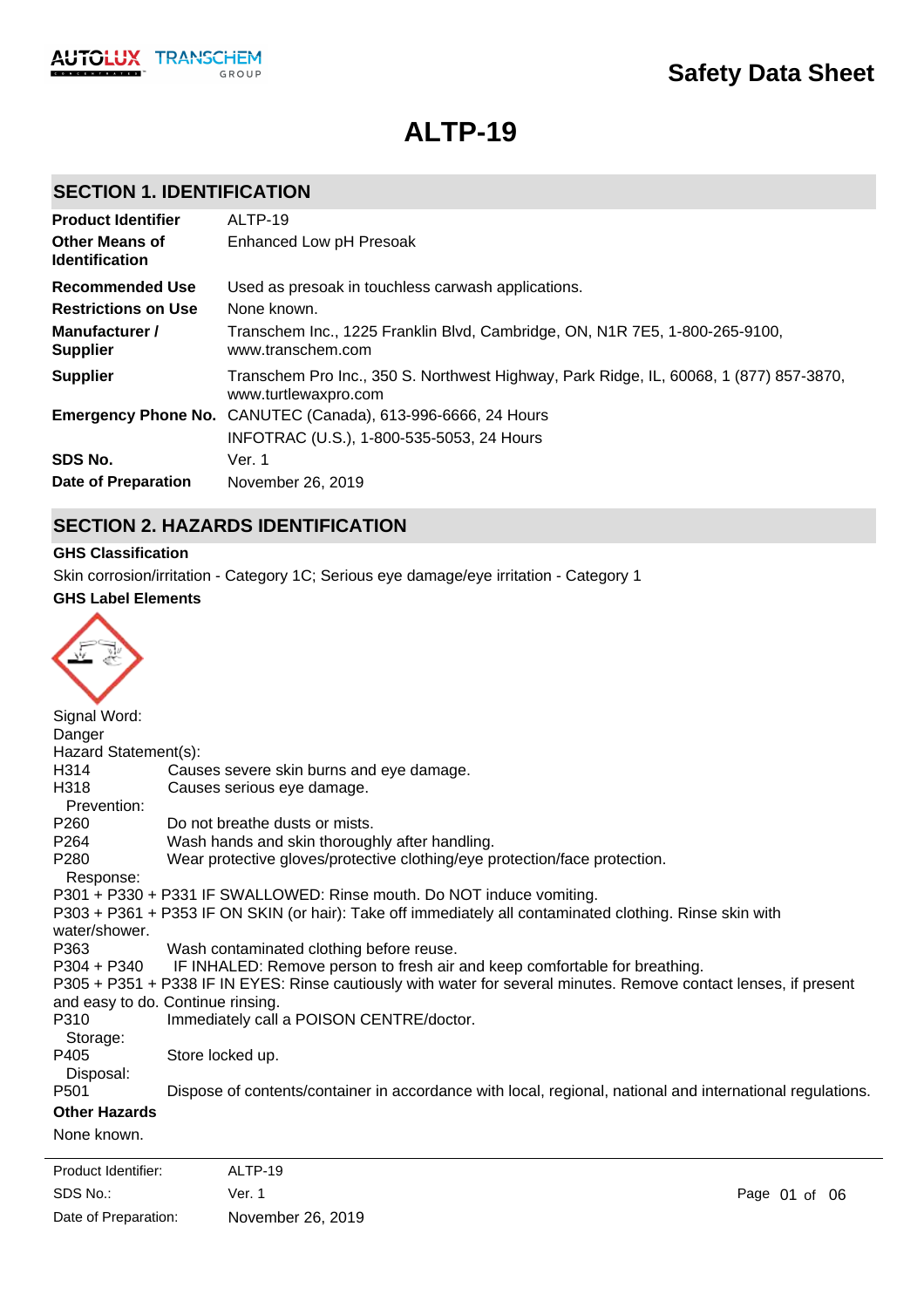# Safety Data Sheet

# ALTP-19

## SECTION 1. IDENTIFICATION

| | |
|---|---|
| **Product Identifier** | ALTP-19 |
| **Other Means of Identification** | Enhanced Low pH Presoak |
| **Recommended Use** | Used as presoak in touchless carwash applications. |
| **Restrictions on Use** | None known. |
| **Manufacturer / Supplier** | Transchem Inc., 1225 Franklin Blvd, Cambridge, ON, N1R 7E5, 1-800-265-9100, www.transchem.com |
| **Supplier** | Transchem Pro Inc., 350 S. Northwest Highway, Park Ridge, IL, 60068, 1 (877) 857-3870, www.turtlewaxpro.com |
| **Emergency Phone No.** | CANUTEC (Canada), 613-996-6666, 24 Hours<br>INFOTRAC (U.S.), 1-800-535-5053, 24 Hours |
| **SDS No.** | Ver. 1 |
| **Date of Preparation** | November 26, 2019 |

## SECTION 2. HAZARDS IDENTIFICATION

**GHS Classification**

Skin corrosion/irritation - Category 1C; Serious eye damage/eye irritation - Category 1

**GHS Label Elements**

Signal Word:
Danger

Hazard Statement(s):

H314 Causes severe skin burns and eye damage.
H318 Causes serious eye damage.

Prevention:

P260 Do not breathe dusts or mists.
P264 Wash hands and skin thoroughly after handling.
P280 Wear protective gloves/protective clothing/eye protection/face protection.

Response:

P301 + P330 + P331 IF SWALLOWED: Rinse mouth. Do NOT induce vomiting.
P303 + P361 + P353 IF ON SKIN (or hair): Take off immediately all contaminated clothing. Rinse skin with water/shower.
P363 Wash contaminated clothing before reuse.
P304 + P340 IF INHALED: Remove person to fresh air and keep comfortable for breathing.
P305 + P351 + P338 IF IN EYES: Rinse cautiously with water for several minutes. Remove contact lenses, if present and easy to do. Continue rinsing.
P310 Immediately call a POISON CENTRE/doctor.

Storage:

P405 Store locked up.

Disposal:

P501 Dispose of contents/container in accordance with local, regional, national and international regulations.

**Other Hazards**

None known.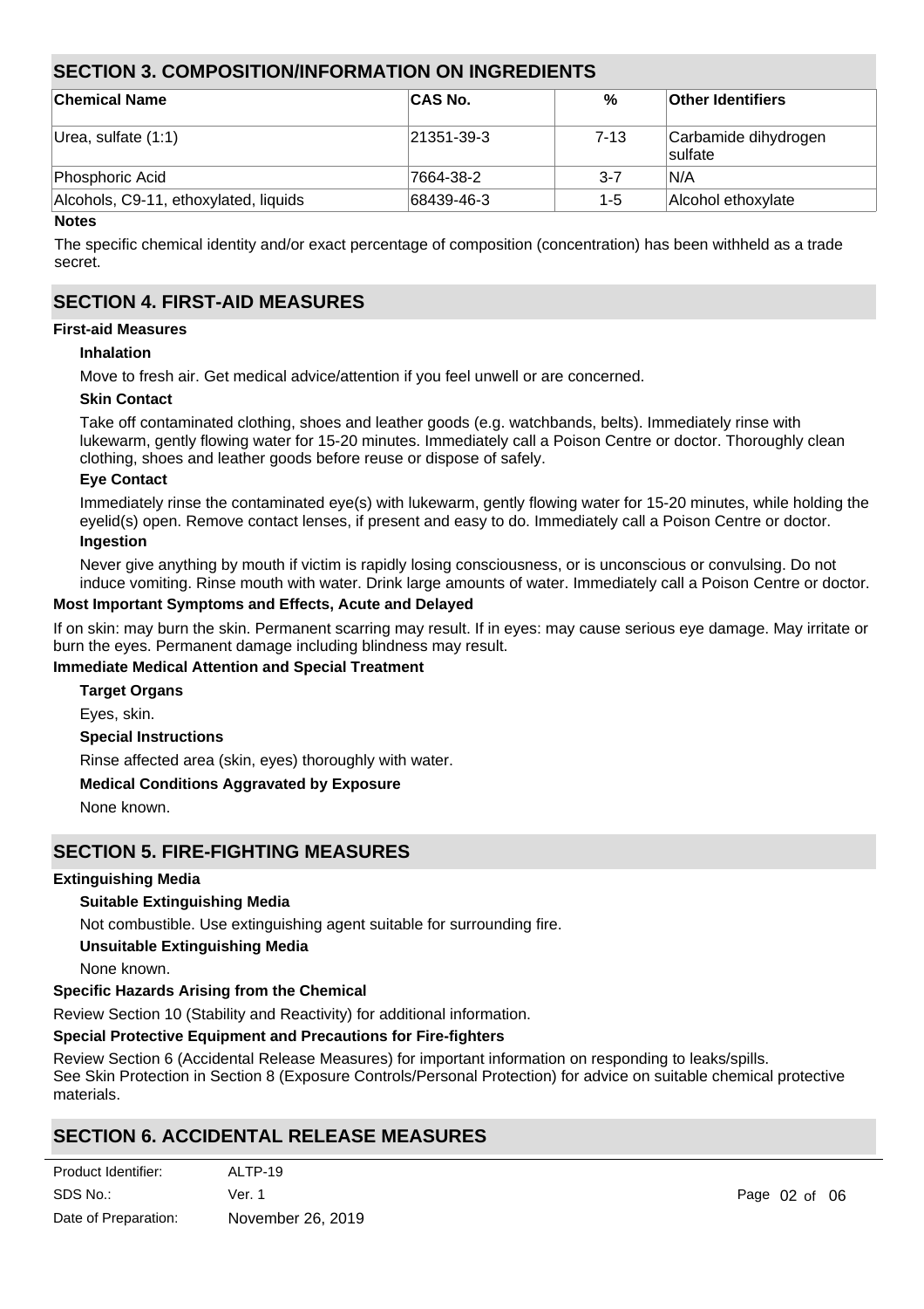## SECTION 3. COMPOSITION/INFORMATION ON INGREDIENTS

| Chemical Name | CAS No. | % | Other Identifiers |
| --- | --- | --- | --- |
| Urea, sulfate (1:1) | 21351-39-3 | 7-13 | Carbamide dihydrogen sulfate |
| Phosphoric Acid | 7664-38-2 | 3-7 | N/A |
| Alcohols, C9-11, ethoxylated, liquids | 68439-46-3 | 1-5 | Alcohol ethoxylate |

**Notes**

The specific chemical identity and/or exact percentage of composition (concentration) has been withheld as a trade secret.

## SECTION 4. FIRST-AID MEASURES

**First-aid Measures**

**Inhalation**

Move to fresh air. Get medical advice/attention if you feel unwell or are concerned.

**Skin Contact**

Take off contaminated clothing, shoes and leather goods (e.g. watchbands, belts). Immediately rinse with lukewarm, gently flowing water for 15-20 minutes. Immediately call a Poison Centre or doctor. Thoroughly clean clothing, shoes and leather goods before reuse or dispose of safely.

**Eye Contact**

Immediately rinse the contaminated eye(s) with lukewarm, gently flowing water for 15-20 minutes, while holding the eyelid(s) open. Remove contact lenses, if present and easy to do. Immediately call a Poison Centre or doctor.

**Ingestion**

Never give anything by mouth if victim is rapidly losing consciousness, or is unconscious or convulsing. Do not induce vomiting. Rinse mouth with water. Drink large amounts of water. Immediately call a Poison Centre or doctor.

**Most Important Symptoms and Effects, Acute and Delayed**

If on skin: may burn the skin. Permanent scarring may result. If in eyes: may cause serious eye damage. May irritate or burn the eyes. Permanent damage including blindness may result.

**Immediate Medical Attention and Special Treatment**

**Target Organs**

Eyes, skin.

**Special Instructions**

Rinse affected area (skin, eyes) thoroughly with water.

**Medical Conditions Aggravated by Exposure**

None known.

## SECTION 5. FIRE-FIGHTING MEASURES

**Extinguishing Media**

**Suitable Extinguishing Media**

Not combustible. Use extinguishing agent suitable for surrounding fire.

**Unsuitable Extinguishing Media**

None known.

**Specific Hazards Arising from the Chemical**

Review Section 10 (Stability and Reactivity) for additional information.

**Special Protective Equipment and Precautions for Fire-fighters**

Review Section 6 (Accidental Release Measures) for important information on responding to leaks/spills.
See Skin Protection in Section 8 (Exposure Controls/Personal Protection) for advice on suitable chemical protective materials.

## SECTION 6. ACCIDENTAL RELEASE MEASURES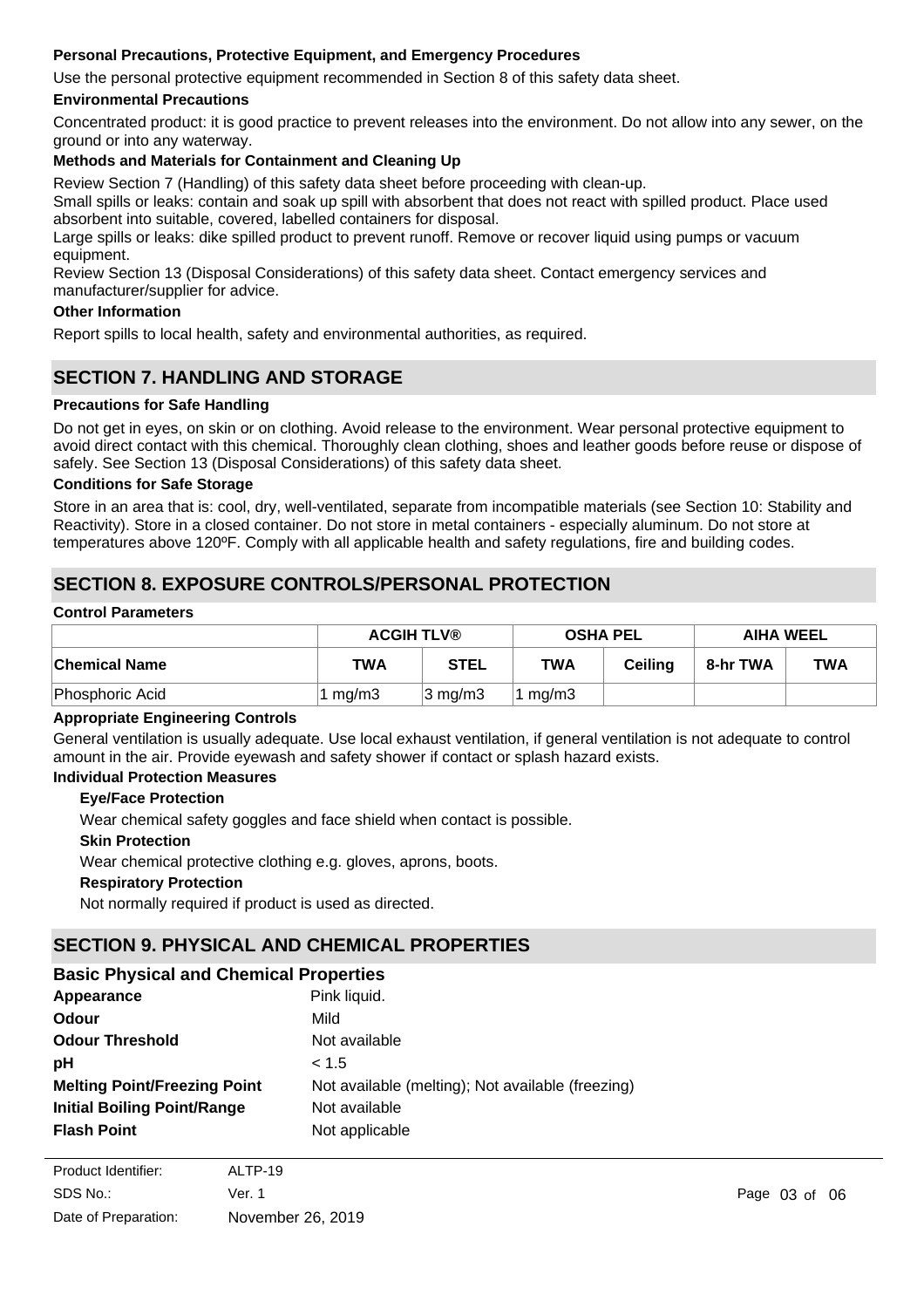**Personal Precautions, Protective Equipment, and Emergency Procedures**

Use the personal protective equipment recommended in Section 8 of this safety data sheet.

**Environmental Precautions**

Concentrated product: it is good practice to prevent releases into the environment. Do not allow into any sewer, on the ground or into any waterway.

**Methods and Materials for Containment and Cleaning Up**

Review Section 7 (Handling) of this safety data sheet before proceeding with clean-up.

Small spills or leaks: contain and soak up spill with absorbent that does not react with spilled product. Place used absorbent into suitable, covered, labelled containers for disposal.

Large spills or leaks: dike spilled product to prevent runoff. Remove or recover liquid using pumps or vacuum equipment.

Review Section 13 (Disposal Considerations) of this safety data sheet. Contact emergency services and manufacturer/supplier for advice.

**Other Information**

Report spills to local health, safety and environmental authorities, as required.

## SECTION 7. HANDLING AND STORAGE

**Precautions for Safe Handling**

Do not get in eyes, on skin or on clothing. Avoid release to the environment. Wear personal protective equipment to avoid direct contact with this chemical. Thoroughly clean clothing, shoes and leather goods before reuse or dispose of safely. See Section 13 (Disposal Considerations) of this safety data sheet.

**Conditions for Safe Storage**

Store in an area that is: cool, dry, well-ventilated, separate from incompatible materials (see Section 10: Stability and Reactivity). Store in a closed container. Do not store in metal containers - especially aluminum. Do not store at temperatures above 120ºF. Comply with all applicable health and safety regulations, fire and building codes.

## SECTION 8. EXPOSURE CONTROLS/PERSONAL PROTECTION

**Control Parameters**

| | ACGIH TLV® | | OSHA PEL | | AIHA WEEL | |
|---|---|---|---|---|---|---|
| **Chemical Name** | **TWA** | **STEL** | **TWA** | **Ceiling** | **8-hr TWA** | **TWA** |
| Phosphoric Acid | 1 mg/m3 | 3 mg/m3 | 1 mg/m3 | | | |

**Appropriate Engineering Controls**

General ventilation is usually adequate. Use local exhaust ventilation, if general ventilation is not adequate to control amount in the air. Provide eyewash and safety shower if contact or splash hazard exists.

**Individual Protection Measures**

**Eye/Face Protection**

Wear chemical safety goggles and face shield when contact is possible.

**Skin Protection**

Wear chemical protective clothing e.g. gloves, aprons, boots.

**Respiratory Protection**

Not normally required if product is used as directed.

## SECTION 9. PHYSICAL AND CHEMICAL PROPERTIES

### Basic Physical and Chemical Properties

| | |
|---|---|
| **Appearance** | Pink liquid. |
| **Odour** | Mild |
| **Odour Threshold** | Not available |
| **pH** | < 1.5 |
| **Melting Point/Freezing Point** | Not available (melting); Not available (freezing) |
| **Initial Boiling Point/Range** | Not available |
| **Flash Point** | Not applicable |

Product Identifier: ALTP-19
SDS No.: Ver. 1
Date of Preparation: November 26, 2019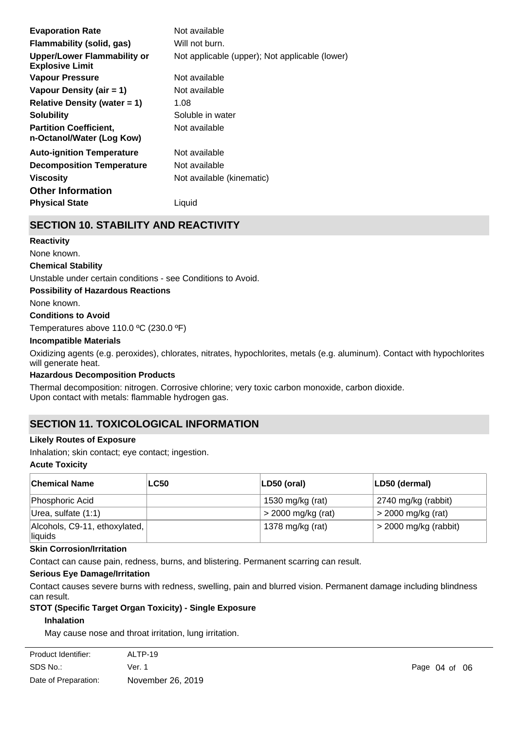| | |
|---|---|
| **Evaporation Rate** | Not available |
| **Flammability (solid, gas)** | Will not burn. |
| **Upper/Lower Flammability or Explosive Limit** | Not applicable (upper); Not applicable (lower) |
| **Vapour Pressure** | Not available |
| **Vapour Density (air = 1)** | Not available |
| **Relative Density (water = 1)** | 1.08 |
| **Solubility** | Soluble in water |
| **Partition Coefficient, n-Octanol/Water (Log Kow)** | Not available |
| **Auto-ignition Temperature** | Not available |
| **Decomposition Temperature** | Not available |
| **Viscosity** | Not available (kinematic) |

### Other Information

| | |
|---|---|
| **Physical State** | Liquid |

## SECTION 10. STABILITY AND REACTIVITY

**Reactivity**

None known.

**Chemical Stability**

Unstable under certain conditions - see Conditions to Avoid.

**Possibility of Hazardous Reactions**

None known.

**Conditions to Avoid**

Temperatures above 110.0 ºC (230.0 ºF)

**Incompatible Materials**

Oxidizing agents (e.g. peroxides), chlorates, nitrates, hypochlorites, metals (e.g. aluminum). Contact with hypochlorites will generate heat.

**Hazardous Decomposition Products**

Thermal decomposition: nitrogen. Corrosive chlorine; very toxic carbon monoxide, carbon dioxide.
Upon contact with metals: flammable hydrogen gas.

## SECTION 11. TOXICOLOGICAL INFORMATION

**Likely Routes of Exposure**

Inhalation; skin contact; eye contact; ingestion.

**Acute Toxicity**

| Chemical Name | LC50 | LD50 (oral) | LD50 (dermal) |
|---|---|---|---|
| Phosphoric Acid | | 1530 mg/kg (rat) | 2740 mg/kg (rabbit) |
| Urea, sulfate (1:1) | | > 2000 mg/kg (rat) | > 2000 mg/kg (rat) |
| Alcohols, C9-11, ethoxylated, liquids | | 1378 mg/kg (rat) | > 2000 mg/kg (rabbit) |

**Skin Corrosion/Irritation**

Contact can cause pain, redness, burns, and blistering. Permanent scarring can result.

**Serious Eye Damage/Irritation**

Contact causes severe burns with redness, swelling, pain and blurred vision. Permanent damage including blindness can result.

**STOT (Specific Target Organ Toxicity) - Single Exposure**

**Inhalation**

May cause nose and throat irritation, lung irritation.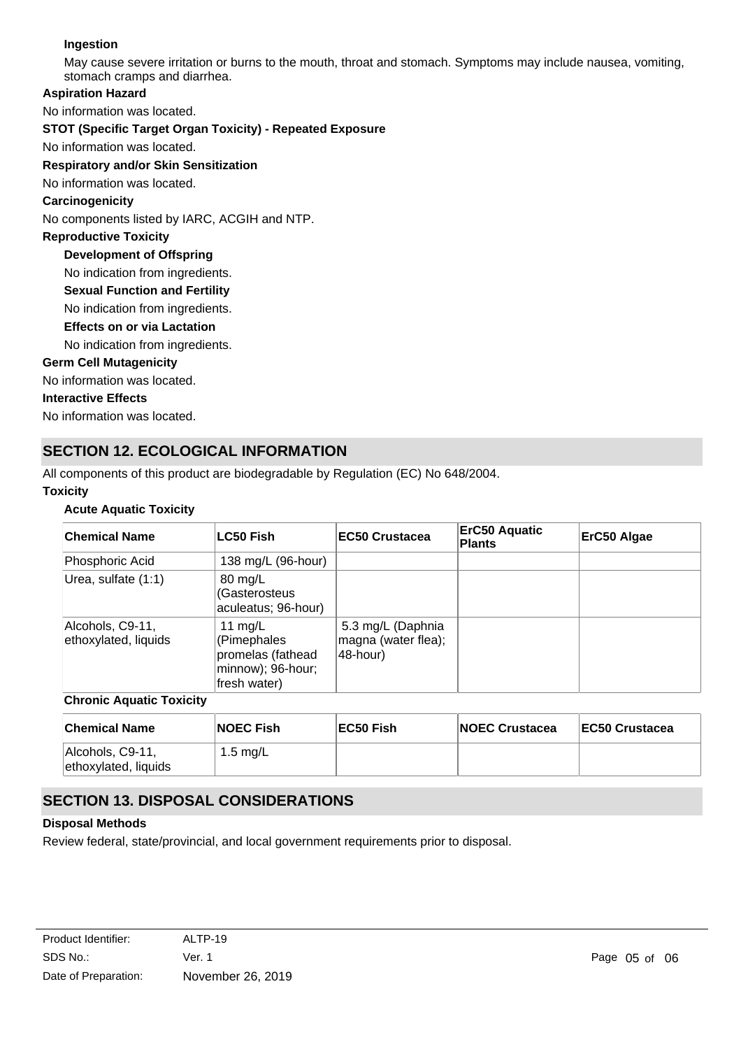**Ingestion**

May cause severe irritation or burns to the mouth, throat and stomach. Symptoms may include nausea, vomiting, stomach cramps and diarrhea.

**Aspiration Hazard**

No information was located.

**STOT (Specific Target Organ Toxicity) - Repeated Exposure**

No information was located.

**Respiratory and/or Skin Sensitization**

No information was located.

**Carcinogenicity**

No components listed by IARC, ACGIH and NTP.

**Reproductive Toxicity**

**Development of Offspring**

No indication from ingredients.

**Sexual Function and Fertility**

No indication from ingredients.

**Effects on or via Lactation**

No indication from ingredients.

**Germ Cell Mutagenicity**

No information was located.

**Interactive Effects**

No information was located.

## SECTION 12. ECOLOGICAL INFORMATION

All components of this product are biodegradable by Regulation (EC) No 648/2004.

**Toxicity**

**Acute Aquatic Toxicity**

| Chemical Name | LC50 Fish | EC50 Crustacea | ErC50 Aquatic Plants | ErC50 Algae |
|---|---|---|---|---|
| Phosphoric Acid | 138 mg/L (96-hour) | | | |
| Urea, sulfate (1:1) | 80 mg/L (Gasterosteus aculeatus; 96-hour) | | | |
| Alcohols, C9-11, ethoxylated, liquids | 11 mg/L (Pimephales promelas (fathead minnow); 96-hour; fresh water) | 5.3 mg/L (Daphnia magna (water flea); 48-hour) | | |

**Chronic Aquatic Toxicity**

| Chemical Name | NOEC Fish | EC50 Fish | NOEC Crustacea | EC50 Crustacea |
|---|---|---|---|---|
| Alcohols, C9-11, ethoxylated, liquids | 1.5 mg/L | | | |

## SECTION 13. DISPOSAL CONSIDERATIONS

**Disposal Methods**

Review federal, state/provincial, and local government requirements prior to disposal.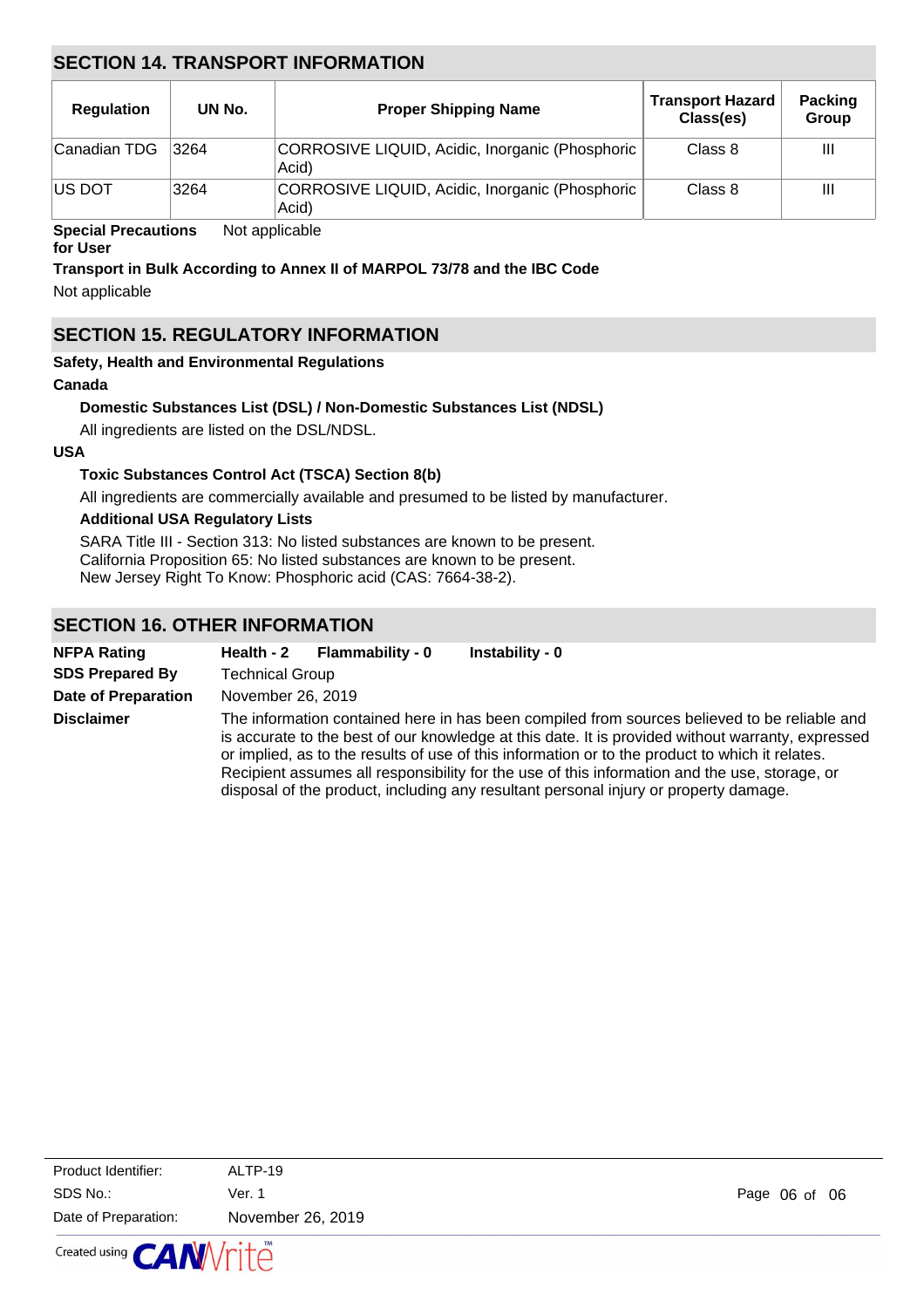## SECTION 14. TRANSPORT INFORMATION

| Regulation | UN No. | Proper Shipping Name | Transport Hazard Class(es) | Packing Group |
|---|---|---|---|---|
| Canadian TDG | 3264 | CORROSIVE LIQUID, Acidic, Inorganic (Phosphoric Acid) | Class 8 | III |
| US DOT | 3264 | CORROSIVE LIQUID, Acidic, Inorganic (Phosphoric Acid) | Class 8 | III |

**Special Precautions for User** Not applicable

**Transport in Bulk According to Annex II of MARPOL 73/78 and the IBC Code**

Not applicable

## SECTION 15. REGULATORY INFORMATION

**Safety, Health and Environmental Regulations**

**Canada**

**Domestic Substances List (DSL) / Non-Domestic Substances List (NDSL)**

All ingredients are listed on the DSL/NDSL.

**USA**

**Toxic Substances Control Act (TSCA) Section 8(b)**

All ingredients are commercially available and presumed to be listed by manufacturer.

**Additional USA Regulatory Lists**

SARA Title III - Section 313: No listed substances are known to be present.
California Proposition 65: No listed substances are known to be present.
New Jersey Right To Know: Phosphoric acid (CAS: 7664-38-2).

## SECTION 16. OTHER INFORMATION

**NFPA Rating** **Health - 2** **Flammability - 0** **Instability - 0**

**SDS Prepared By** Technical Group

**Date of Preparation** November 26, 2019

**Disclaimer** The information contained here in has been compiled from sources believed to be reliable and is accurate to the best of our knowledge at this date. It is provided without warranty, expressed or implied, as to the results of use of this information or to the product to which it relates. Recipient assumes all responsibility for the use of this information and the use, storage, or disposal of the product, including any resultant personal injury or property damage.